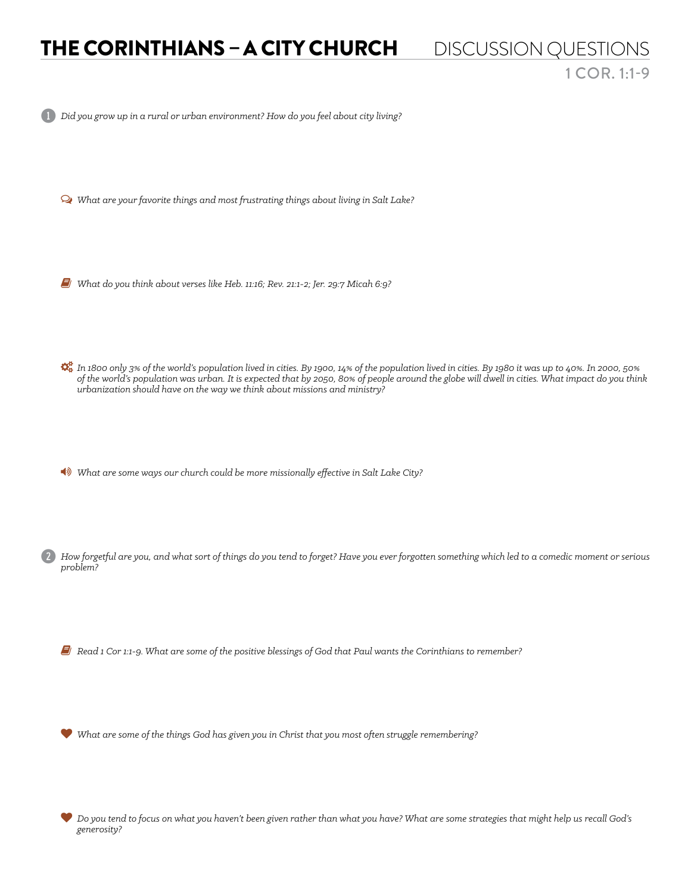# THE CORINTHIANS – A CITY CHURCH

## DISCUSSION QUESTIONS

### 1 COR. 1:1-9

1. *Did you grow up in a rural or urban environment? How do you feel about city living?*

   - *What are your favorite things and most frustrating things about living in Salt Lake?*

   - *What do you think about verses like Heb. 11:16; Rev. 21:1-2; Jer. 29:7 Micah 6:9?*

   - *In 1800 only 3% of the world's population lived in cities. By 1900, 14% of the population lived in cities. By 1980 it was up to 40%. In 2000, 50% of the world's population was urban. It is expected that by 2050, 80% of people around the globe will dwell in cities. What impact do you think urbanization should have on the way we think about missions and ministry?*

   - *What are some ways our church could be more missionally effective in Salt Lake City?*

2. *How forgetful are you, and what sort of things do you tend to forget? Have you ever forgotten something which led to a comedic moment or serious problem?*

   - *Read 1 Cor 1:1-9. What are some of the positive blessings of God that Paul wants the Corinthians to remember?*

   - *What are some of the things God has given you in Christ that you most often struggle remembering?*

   - *Do you tend to focus on what you haven't been given rather than what you have? What are some strategies that might help us recall God's generosity?*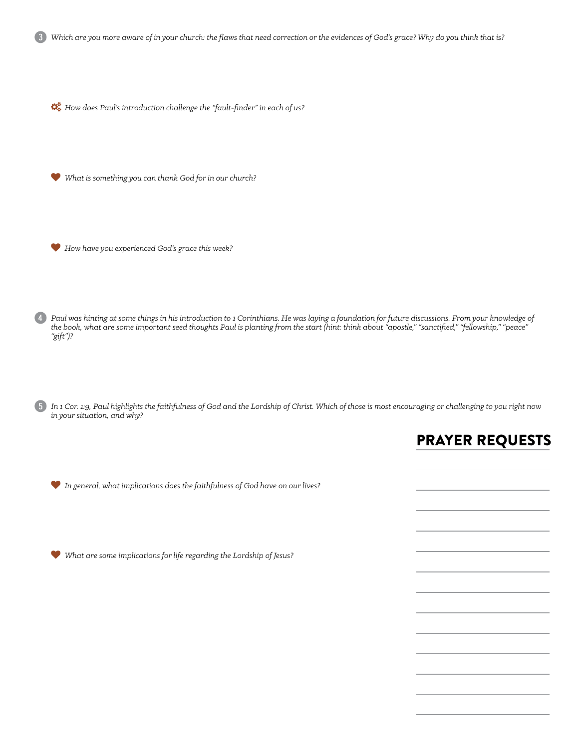3. *Which are you more aware of in your church: the flaws that need correction or the evidences of God's grace? Why do you think that is?*

   - *How does Paul's introduction challenge the "fault-finder" in each of us?*

   - *What is something you can thank God for in our church?*

   - *How have you experienced God's grace this week?*

4. *Paul was hinting at some things in his introduction to 1 Corinthians. He was laying a foundation for future discussions. From your knowledge of the book, what are some important seed thoughts Paul is planting from the start (hint: think about "apostle," "sanctified," "fellowship," "peace" "gift")?*

5. *In 1 Cor. 1:9, Paul highlights the faithfulness of God and the Lordship of Christ. Which of those is most encouraging or challenging to you right now in your situation, and why?*

   - *In general, what implications does the faithfulness of God have on our lives?*

   - *What are some implications for life regarding the Lordship of Jesus?*

## PRAYER REQUESTS